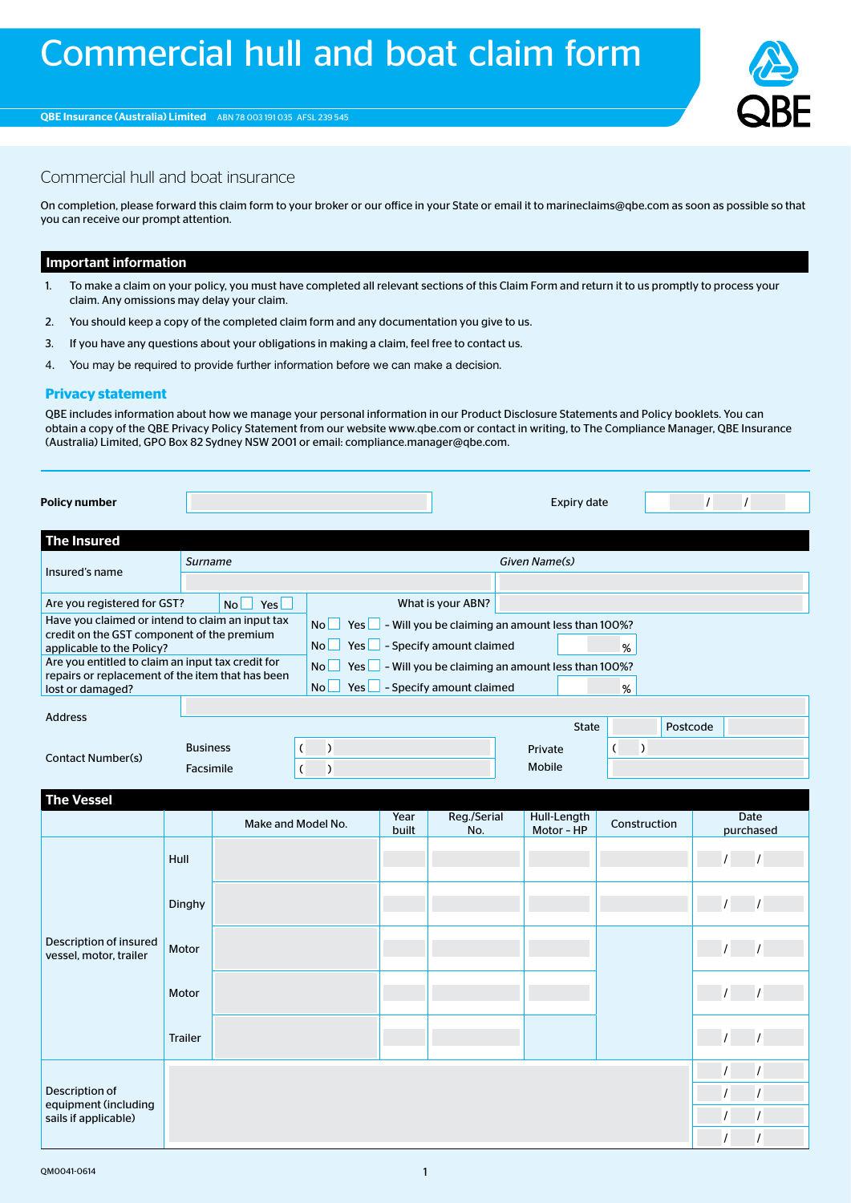# Commercial hull and boat claim form

**QBE Insurance (Australia) Limited** ABN 78 003 191 035 AFSL 239 545

## Commercial hull and boat insurance

On completion, please forward this claim form to your broker or our office in your State or email it to marineclaims@qbe.com as soon as possible so that you can receive our prompt attention.

## Important information

1. To make a claim on your policy, you must have completed all relevant sections of this Claim Form and return it to us promptly to process your claim. Any omissions may delay your claim.
2. You should keep a copy of the completed claim form and any documentation you give to us.
3. If you have any questions about your obligations in making a claim, feel free to contact us.
4. You may be required to provide further information before we can make a decision.

### Privacy statement

QBE includes information about how we manage your personal information in our Product Disclosure Statements and Policy booklets. You can obtain a copy of the QBE Privacy Policy Statement from our website www.qbe.com or contact in writing, to The Compliance Manager, QBE Insurance (Australia) Limited, GPO Box 82 Sydney NSW 2001 or email: compliance.manager@qbe.com.

| **Policy number** | | Expiry date | / / |
|---|---|---|---|

## The Insured

| | | | |
|---|---|---|---|
| Insured's name | *Surname* | *Given Name(s)* | |
| Are you registered for GST? | No ☐ Yes ☐ | What is your ABN? | |
| Have you claimed or intend to claim an input tax credit on the GST component of the premium applicable to the Policy? | No ☐ Yes ☐ – Will you be claiming an amount less than 100%? | No ☐ Yes ☐ – Specify amount claimed | % |
| Are you entitled to claim an input tax credit for repairs or replacement of the item that has been lost or damaged? | No ☐ Yes ☐ – Will you be claiming an amount less than 100%? | No ☐ Yes ☐ – Specify amount claimed | % |
| Address | | State | Postcode |
| Contact Number(s) | Business ( ) | Private ( ) | |
| | Facsimile ( ) | Mobile | |

## The Vessel

| | | Make and Model No. | Year built | Reg./Serial No. | Hull-Length Motor - HP | Construction | Date purchased |
|---|---|---|---|---|---|---|---|
| Description of insured vessel, motor, trailer | Hull | | | | | | / / |
| | Dinghy | | | | | | / / |
| | Motor | | | | | | / / |
| | Motor | | | | | | / / |
| | Trailer | | | | | | / / |
| Description of equipment (including sails if applicable) | | | | | | | / / |
| | | | | | | | / / |
| | | | | | | | / / |
| | | | | | | | / / |

QM0041-0614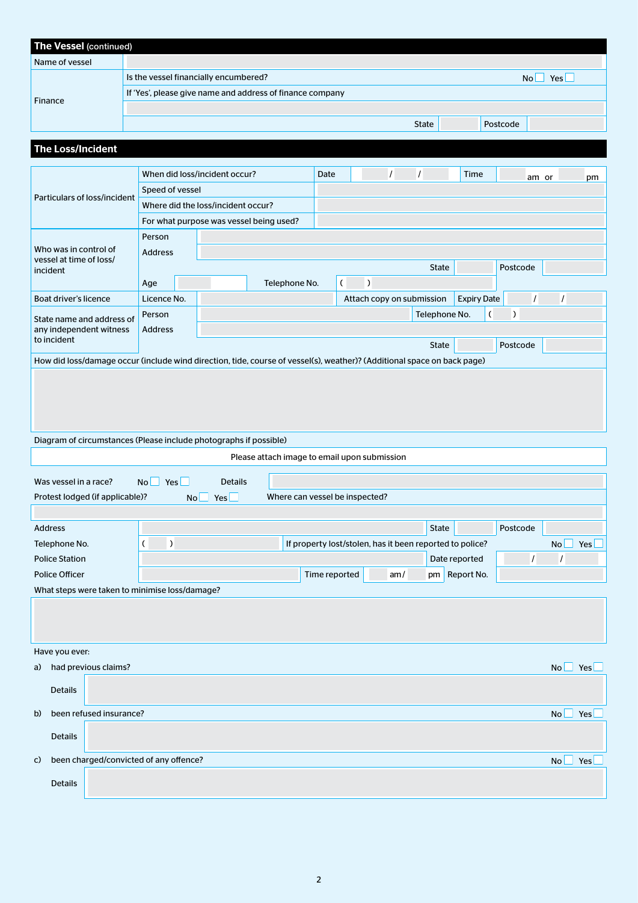## The Vessel (continued)

| | | |
|---|---|---|
| Name of vessel | | |
| Finance | Is the vessel financially encumbered? | No ☐ Yes ☐ |
| | If 'Yes', please give name and address of finance company | |
| | | |
| | State | Postcode |

## The Loss/Incident

| | | | | |
|---|---|---|---|---|
| Particulars of loss/incident | When did loss/incident occur? | Date / / | Time | am or pm |
| | Speed of vessel | | | |
| | Where did the loss/incident occur? | | | |
| | For what purpose was vessel being used? | | | |

| | | | | |
|---|---|---|---|---|
| Who was in control of vessel at time of loss/ incident | Person | | | |
| | Address | | | |
| | | | State | Postcode |
| | Age | | Telephone No. | ( ) |
| Boat driver's licence | Licence No. | | Attach copy on submission | Expiry Date / / |
| State name and address of any independent witness to incident | Person | | Telephone No. | ( ) |
| | Address | | | |
| | | | State | Postcode |

How did loss/damage occur (include wind direction, tide, course of vessel(s), weather)? (Additional space on back page)

Diagram of circumstances (Please include photographs if possible)

Please attach image to email upon submission

Was vessel in a race? No ☐ Yes ☐ Details

Protest lodged (if applicable)? No ☐ Yes ☐ Where can vessel be inspected?

| | | | |
|---|---|---|---|
| Address | | State | Postcode |
| Telephone No. | ( ) | If property lost/stolen, has it been reported to police? | No ☐ Yes ☐ |
| Police Station | | Date reported | / / |
| Police Officer | | Time reported am / pm | Report No. |

What steps were taken to minimise loss/damage?

Have you ever:

a) had previous claims? No ☐ Yes ☐

Details

b) been refused insurance? No ☐ Yes ☐

Details

c) been charged/convicted of any offence? No ☐ Yes ☐

Details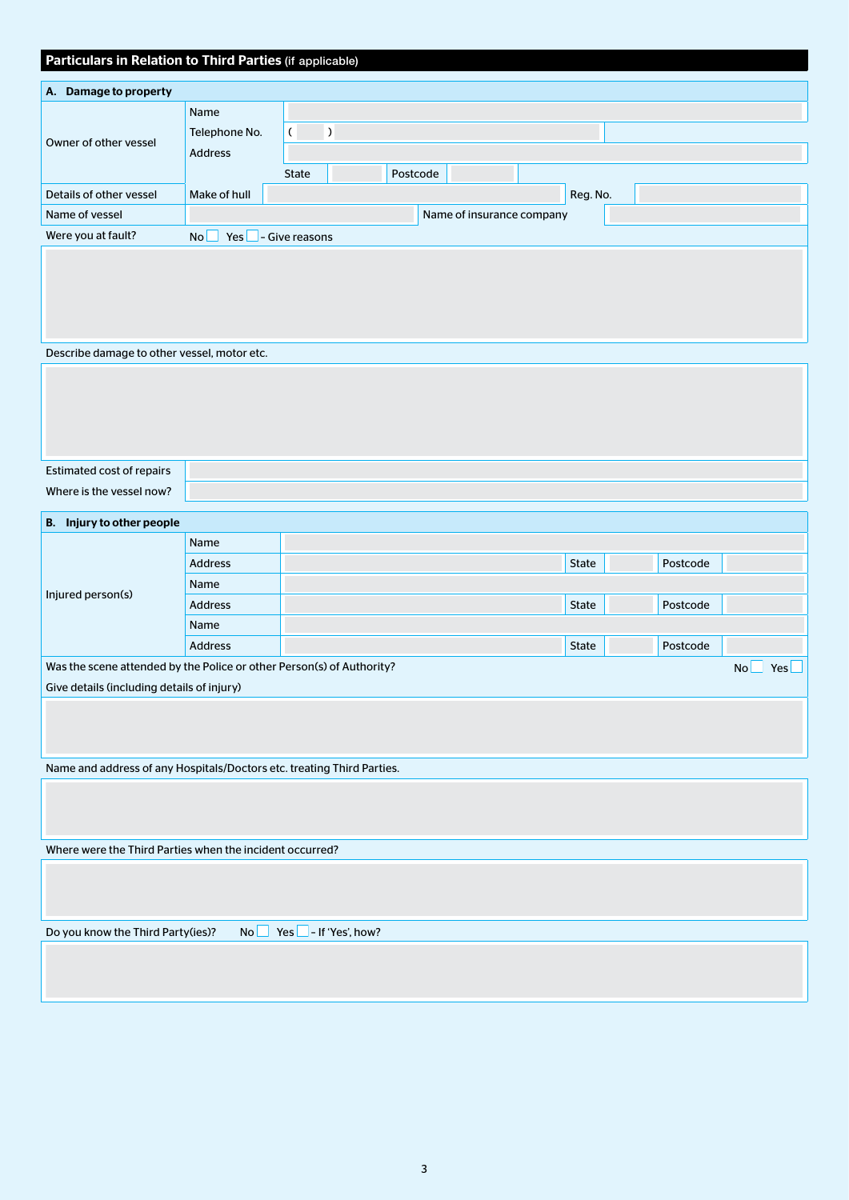## Particulars in Relation to Third Parties (if applicable)

### A. Damage to property

| | | | | | |
|---|---|---|---|---|---|
| Owner of other vessel | Name | | | | |
| | Telephone No. | ( ) | | | |
| | Address | | | | |
| | | State | | Postcode | |
| Details of other vessel | Make of hull | | Reg. No. | | |
| Name of vessel | | Name of insurance company | | | |

Were you at fault? No ☐ Yes ☐ - Give reasons

Describe damage to other vessel, motor etc.

| | |
|---|---|
| Estimated cost of repairs | |
| Where is the vessel now? | |

### B. Injury to other people

| | | | | | | |
|---|---|---|---|---|---|---|
| Injured person(s) | Name | | | | | |
| | Address | | State | | Postcode | |
| | Name | | | | | |
| | Address | | State | | Postcode | |
| | Name | | | | | |
| | Address | | State | | Postcode | |

Was the scene attended by the Police or other Person(s) of Authority? No ☐ Yes ☐

Give details (including details of injury)

Name and address of any Hospitals/Doctors etc. treating Third Parties.

Where were the Third Parties when the incident occurred?

Do you know the Third Party(ies)? No ☐ Yes ☐ - If 'Yes', how?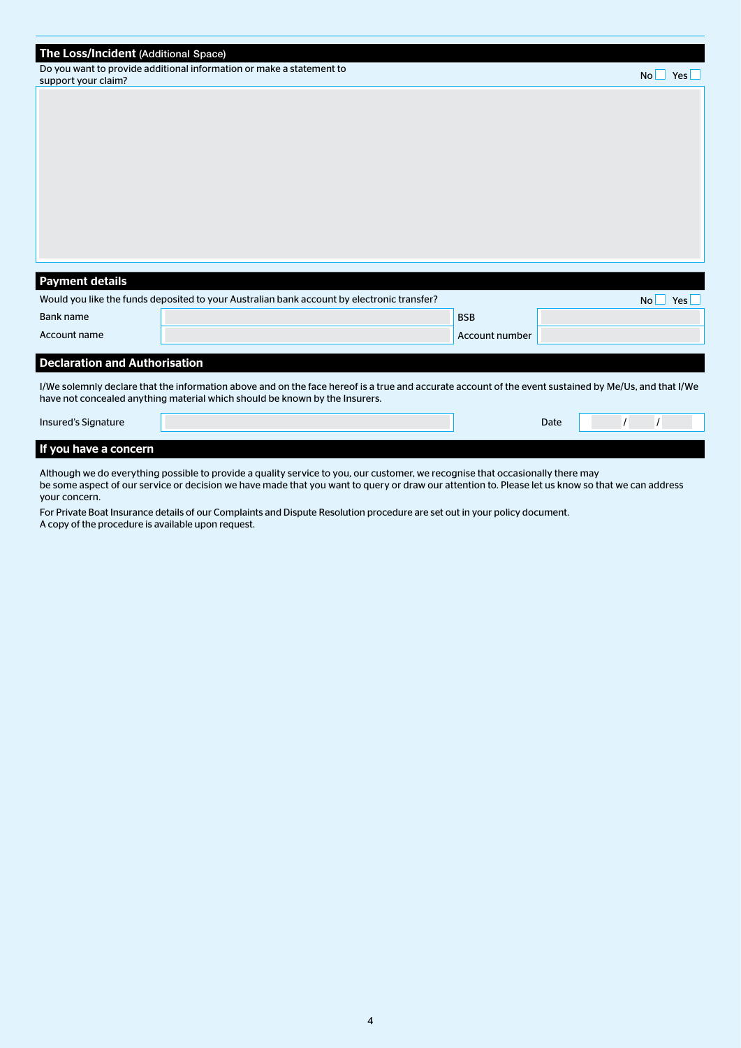## The Loss/Incident (Additional Space)

Do you want to provide additional information or make a statement to support your claim? No ☐ Yes ☐

## Payment details

Would you like the funds deposited to your Australian bank account by electronic transfer? No ☐ Yes ☐

| | | | |
|---|---|---|---|
| Bank name | | BSB | |
| Account name | | Account number | |

## Declaration and Authorisation

I/We solemnly declare that the information above and on the face hereof is a true and accurate account of the event sustained by Me/Us, and that I/We have not concealed anything material which should be known by the Insurers.

| | | | |
|---|---|---|---|
| Insured's Signature | | Date | / / |

## If you have a concern

Although we do everything possible to provide a quality service to you, our customer, we recognise that occasionally there may be some aspect of our service or decision we have made that you want to query or draw our attention to. Please let us know so that we can address your concern.

For Private Boat Insurance details of our Complaints and Dispute Resolution procedure are set out in your policy document. A copy of the procedure is available upon request.